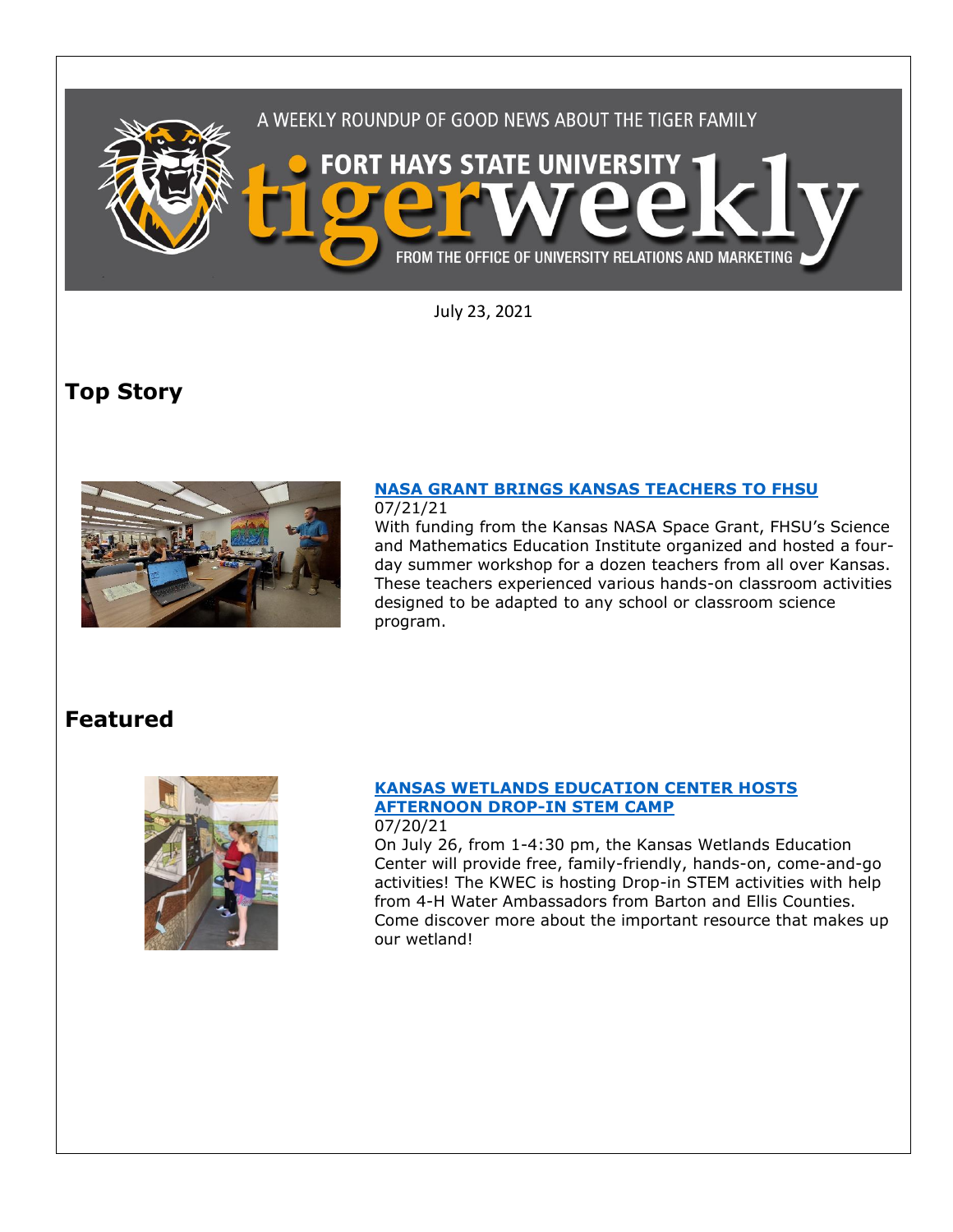A WEEKLY ROUNDUP OF GOOD NEWS ABOUT THE TIGER FAMILY

# FORT HAYS STATE UNIVERSITY tigerweekly

FROM THE OFFICE OF UNIVERSITY RELATIONS AND MARKETING

July 23, 2021

## Top Story

### NASA GRANT BRINGS KANSAS TEACHERS TO FHSU

07/21/21

With funding from the Kansas NASA Space Grant, FHSU's Science and Mathematics Education Institute organized and hosted a four-day summer workshop for a dozen teachers from all over Kansas. These teachers experienced various hands-on classroom activities designed to be adapted to any school or classroom science program.

## Featured

### KANSAS WETLANDS EDUCATION CENTER HOSTS AFTERNOON DROP-IN STEM CAMP

07/20/21

On July 26, from 1-4:30 pm, the Kansas Wetlands Education Center will provide free, family-friendly, hands-on, come-and-go activities! The KWEC is hosting Drop-in STEM activities with help from 4-H Water Ambassadors from Barton and Ellis Counties. Come discover more about the important resource that makes up our wetland!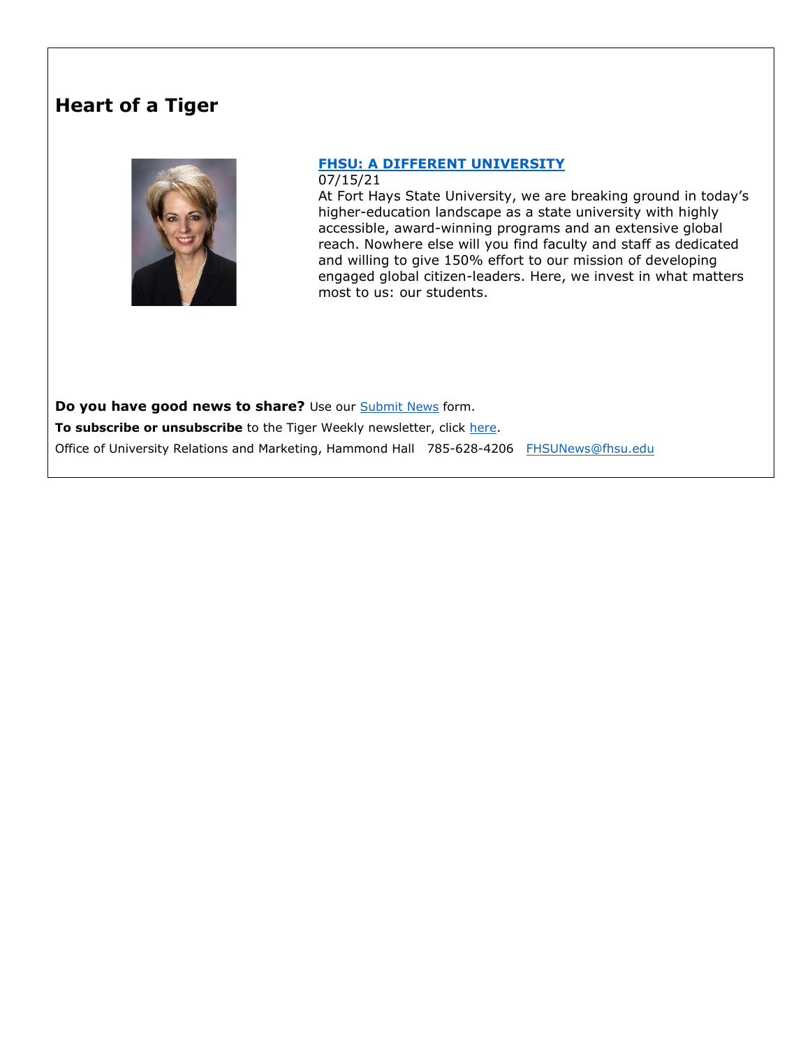## Heart of a Tiger

**[FHSU: A DIFFERENT UNIVERSITY]()**

07/15/21

At Fort Hays State University, we are breaking ground in today's higher-education landscape as a state university with highly accessible, award-winning programs and an extensive global reach. Nowhere else will you find faculty and staff as dedicated and willing to give 150% effort to our mission of developing engaged global citizen-leaders. Here, we invest in what matters most to us: our students.

**Do you have good news to share?** Use our Submit News form.

**To subscribe or unsubscribe** to the Tiger Weekly newsletter, click here.

Office of University Relations and Marketing, Hammond Hall 785-628-4206 FHSUNews@fhsu.edu